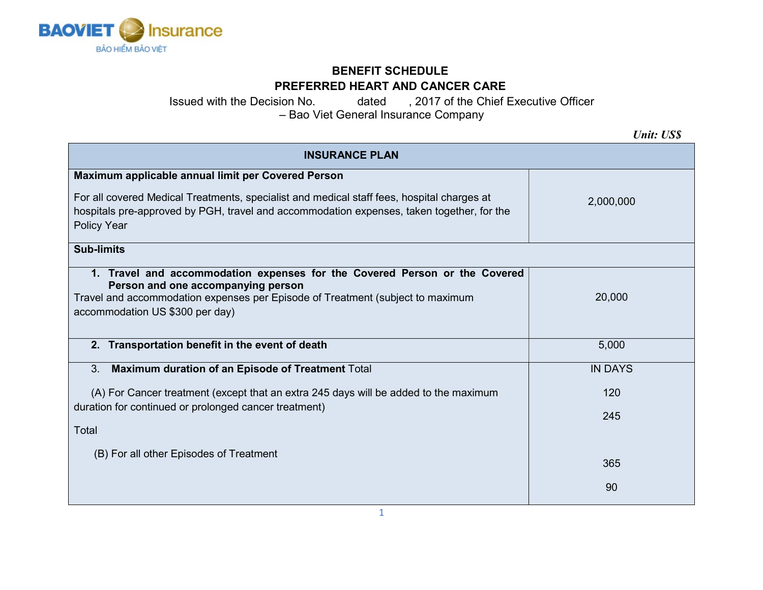BAOVIET Insurance
BẢO HIỂM BẢO VIỆT

# BENEFIT SCHEDULE
## PREFERRED HEART AND CANCER CARE

Issued with the Decision No. dated , 2017 of the Chief Executive Officer – Bao Viet General Insurance Company

***Unit: US$***

| INSURANCE PLAN | |
|---|---|
| **Maximum applicable annual limit per Covered Person**<br><br>For all covered Medical Treatments, specialist and medical staff fees, hospital charges at hospitals pre-approved by PGH, travel and accommodation expenses, taken together, for the Policy Year | 2,000,000 |
| **Sub-limits** | |
| **1. Travel and accommodation expenses for the Covered Person or the Covered Person and one accompanying person**<br>Travel and accommodation expenses per Episode of Treatment (subject to maximum accommodation US $300 per day) | 20,000 |
| **2. Transportation benefit in the event of death** | 5,000 |
| 3. **Maximum duration of an Episode of Treatment** Total<br><br>(A) For Cancer treatment (except that an extra 245 days will be added to the maximum duration for continued or prolonged cancer treatment)<br><br>Total<br><br>(B) For all other Episodes of Treatment | IN DAYS<br><br>120<br><br>245<br><br>365<br><br>90 |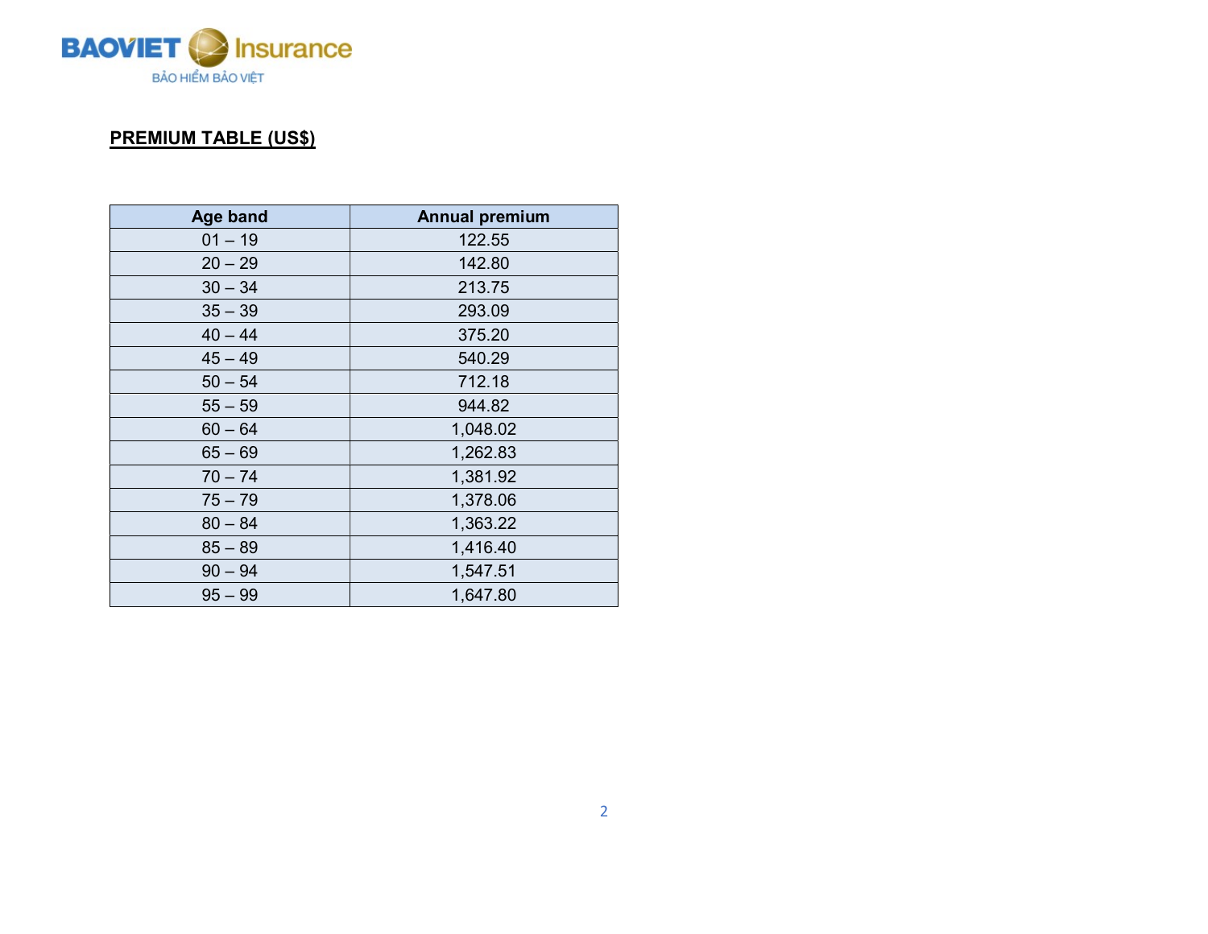BAOVIET Insurance

BẢO HIỂM BẢO VIỆT

**PREMIUM TABLE (US$)**

| Age band | Annual premium |
|---|---|
| 01 – 19 | 122.55 |
| 20 – 29 | 142.80 |
| 30 – 34 | 213.75 |
| 35 – 39 | 293.09 |
| 40 – 44 | 375.20 |
| 45 – 49 | 540.29 |
| 50 – 54 | 712.18 |
| 55 – 59 | 944.82 |
| 60 – 64 | 1,048.02 |
| 65 – 69 | 1,262.83 |
| 70 – 74 | 1,381.92 |
| 75 – 79 | 1,378.06 |
| 80 – 84 | 1,363.22 |
| 85 – 89 | 1,416.40 |
| 90 – 94 | 1,547.51 |
| 95 – 99 | 1,647.80 |